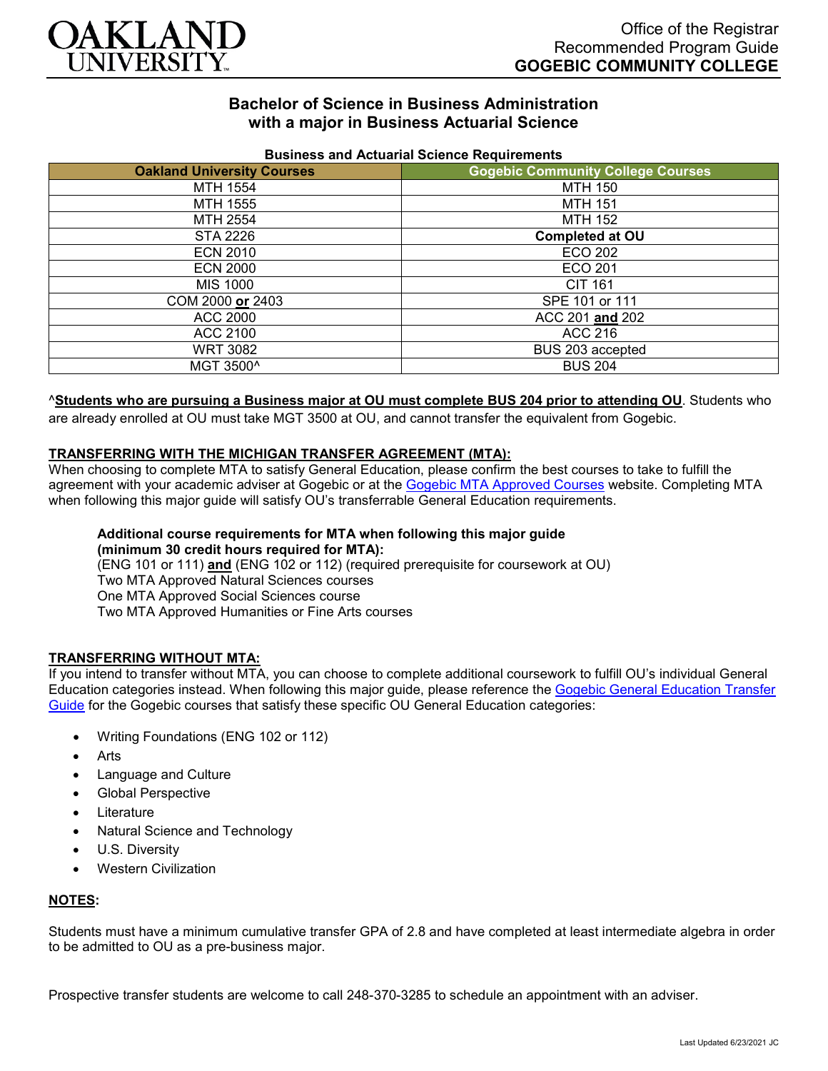# OAKLAND UNIVERSITY

Office of the Registrar
Recommended Program Guide
**GOGEBIC COMMUNITY COLLEGE**

## Bachelor of Science in Business Administration with a major in Business Actuarial Science

### Business and Actuarial Science Requirements

| Oakland University Courses | Gogebic Community College Courses |
|---|---|
| MTH 1554 | MTH 150 |
| MTH 1555 | MTH 151 |
| MTH 2554 | MTH 152 |
| STA 2226 | **Completed at OU** |
| ECN 2010 | ECO 202 |
| ECN 2000 | ECO 201 |
| MIS 1000 | CIT 161 |
| COM 2000 **or** 2403 | SPE 101 or 111 |
| ACC 2000 | ACC 201 **and** 202 |
| ACC 2100 | ACC 216 |
| WRT 3082 | BUS 203 accepted |
| MGT 3500^ | BUS 204 |

^**Students who are pursuing a Business major at OU must complete BUS 204 prior to attending OU**. Students who are already enrolled at OU must take MGT 3500 at OU, and cannot transfer the equivalent from Gogebic.

**TRANSFERRING WITH THE MICHIGAN TRANSFER AGREEMENT (MTA):**
When choosing to complete MTA to satisfy General Education, please confirm the best courses to take to fulfill the agreement with your academic adviser at Gogebic or at the Gogebic MTA Approved Courses website. Completing MTA when following this major guide will satisfy OU's transferrable General Education requirements.

**Additional course requirements for MTA when following this major guide (minimum 30 credit hours required for MTA):**
(ENG 101 or 111) **and** (ENG 102 or 112) (required prerequisite for coursework at OU)
Two MTA Approved Natural Sciences courses
One MTA Approved Social Sciences course
Two MTA Approved Humanities or Fine Arts courses

**TRANSFERRING WITHOUT MTA:**
If you intend to transfer without MTA, you can choose to complete additional coursework to fulfill OU's individual General Education categories instead. When following this major guide, please reference the Gogebic General Education Transfer Guide for the Gogebic courses that satisfy these specific OU General Education categories:

- Writing Foundations (ENG 102 or 112)
- Arts
- Language and Culture
- Global Perspective
- Literature
- Natural Science and Technology
- U.S. Diversity
- Western Civilization

**NOTES:**

Students must have a minimum cumulative transfer GPA of 2.8 and have completed at least intermediate algebra in order to be admitted to OU as a pre-business major.

Prospective transfer students are welcome to call 248-370-3285 to schedule an appointment with an adviser.

Last Updated 6/23/2021 JC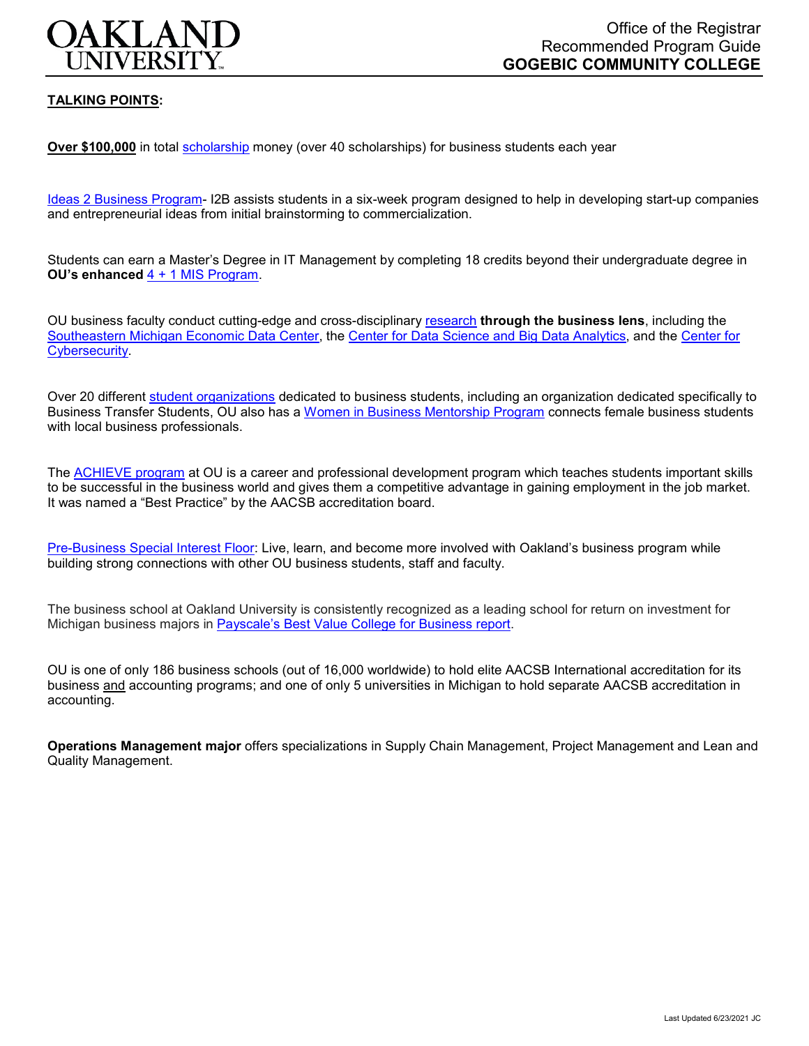**TALKING POINTS:**

**Over $100,000** in total scholarship money (over 40 scholarships) for business students each year

Ideas 2 Business Program- I2B assists students in a six-week program designed to help in developing start-up companies and entrepreneurial ideas from initial brainstorming to commercialization.

Students can earn a Master's Degree in IT Management by completing 18 credits beyond their undergraduate degree in **OU's enhanced** 4 + 1 MIS Program.

OU business faculty conduct cutting-edge and cross-disciplinary research **through the business lens**, including the Southeastern Michigan Economic Data Center, the Center for Data Science and Big Data Analytics, and the Center for Cybersecurity.

Over 20 different student organizations dedicated to business students, including an organization dedicated specifically to Business Transfer Students, OU also has a Women in Business Mentorship Program connects female business students with local business professionals.

The ACHIEVE program at OU is a career and professional development program which teaches students important skills to be successful in the business world and gives them a competitive advantage in gaining employment in the job market. It was named a "Best Practice" by the AACSB accreditation board.

Pre-Business Special Interest Floor: Live, learn, and become more involved with Oakland's business program while building strong connections with other OU business students, staff and faculty.

The business school at Oakland University is consistently recognized as a leading school for return on investment for Michigan business majors in Payscale's Best Value College for Business report.

OU is one of only 186 business schools (out of 16,000 worldwide) to hold elite AACSB International accreditation for its business and accounting programs; and one of only 5 universities in Michigan to hold separate AACSB accreditation in accounting.

**Operations Management major** offers specializations in Supply Chain Management, Project Management and Lean and Quality Management.